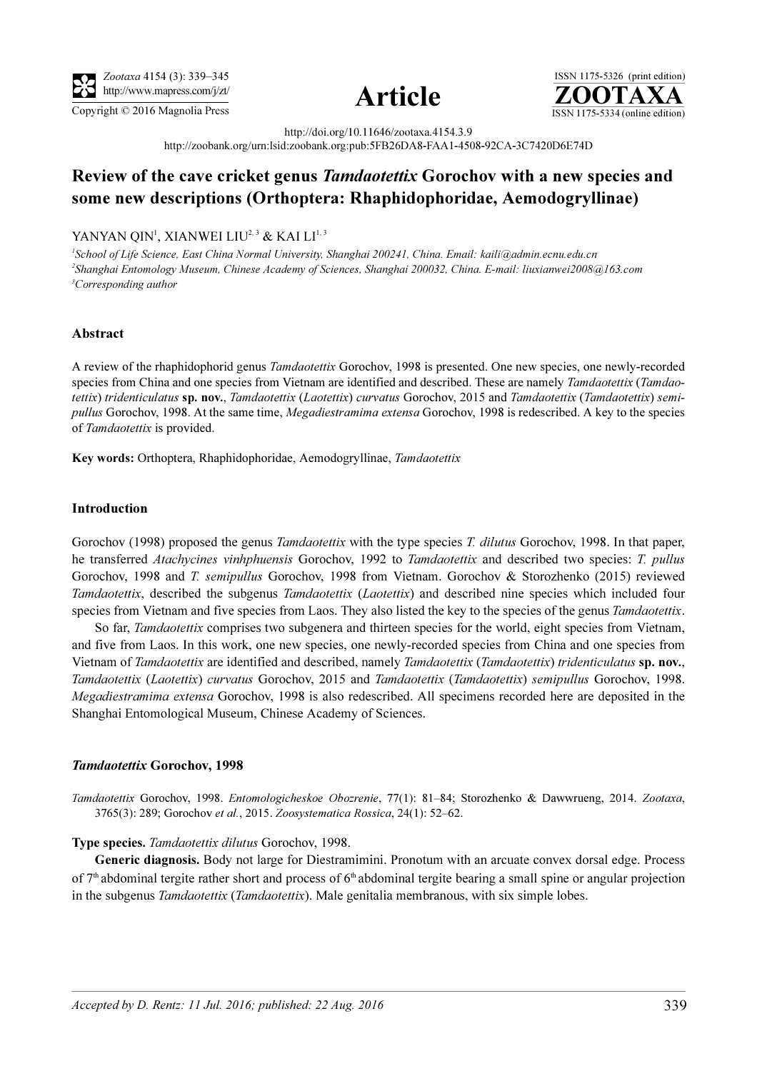**Article**

http://doi.org/10.11646/zootaxa.4154.3.9

http://zoobank.org/urn:lsid:zoobank.org:pub:5FB26DA8-FAA1-4508-92CA-3C7420D6E74D

# Review of the cave cricket genus *Tamdaotettix* Gorochov with a new species and some new descriptions (Orthoptera: Rhaphidophoridae, Aemodogryllinae)

YANYAN QIN[1], XIANWEI LIU[2,3] & KAI LI[1,3]

[1]*School of Life Science, East China Normal University, Shanghai 200241, China. Email: kaili@admin.ecnu.edu.cn*

[2]*Shanghai Entomology Museum, Chinese Academy of Sciences, Shanghai 200032, China. E-mail: liuxianwei2008@163.com*

[3]*Corresponding author*

### Abstract

A review of the rhaphidophorid genus *Tamdaotettix* Gorochov, 1998 is presented. One new species, one newly-recorded species from China and one species from Vietnam are identified and described. These are namely *Tamdaotettix* (*Tamdaotettix*) *tridenticulatus* **sp. nov.**, *Tamdaotettix* (*Laotettix*) *curvatus* Gorochov, 2015 and *Tamdaotettix* (*Tamdaotettix*) *semipullus* Gorochov, 1998. At the same time, *Megadiestramima extensa* Gorochov, 1998 is redescribed. A key to the species of *Tamdaotettix* is provided.

**Key words:** Orthoptera, Rhaphidophoridae, Aemodogryllinae, *Tamdaotettix*

### Introduction

Gorochov (1998) proposed the genus *Tamdaotettix* with the type species *T. dilutus* Gorochov, 1998. In that paper, he transferred *Atachycines vinhphuensis* Gorochov, 1992 to *Tamdaotettix* and described two species: *T. pullus* Gorochov, 1998 and *T. semipullus* Gorochov, 1998 from Vietnam. Gorochov & Storozhenko (2015) reviewed *Tamdaotettix*, described the subgenus *Tamdaotettix* (*Laotettix*) and described nine species which included four species from Vietnam and five species from Laos. They also listed the key to the species of the genus *Tamdaotettix*.

So far, *Tamdaotettix* comprises two subgenera and thirteen species for the world, eight species from Vietnam, and five from Laos. In this work, one new species, one newly-recorded species from China and one species from Vietnam of *Tamdaotettix* are identified and described, namely *Tamdaotettix* (*Tamdaotettix*) *tridenticulatus* **sp. nov.**, *Tamdaotettix* (*Laotettix*) *curvatus* Gorochov, 2015 and *Tamdaotettix* (*Tamdaotettix*) *semipullus* Gorochov, 1998. *Megadiestramima extensa* Gorochov, 1998 is also redescribed. All specimens recorded here are deposited in the Shanghai Entomological Museum, Chinese Academy of Sciences.

### *Tamdaotettix* Gorochov, 1998

*Tamdaotettix* Gorochov, 1998. *Entomologicheskoe Obozrenie*, 77(1): 81–84; Storozhenko & Dawwrueng, 2014. *Zootaxa*, 3765(3): 289; Gorochov *et al.*, 2015. *Zoosystematica Rossica*, 24(1): 52–62.

**Type species.** *Tamdaotettix dilutus* Gorochov, 1998.

**Generic diagnosis.** Body not large for Diestramimini. Pronotum with an arcuate convex dorsal edge. Process of 7th abdominal tergite rather short and process of 6th abdominal tergite bearing a small spine or angular projection in the subgenus *Tamdaotettix* (*Tamdaotettix*). Male genitalia membranous, with six simple lobes.

*Accepted by D. Rentz: 11 Jul. 2016; published: 22 Aug. 2016*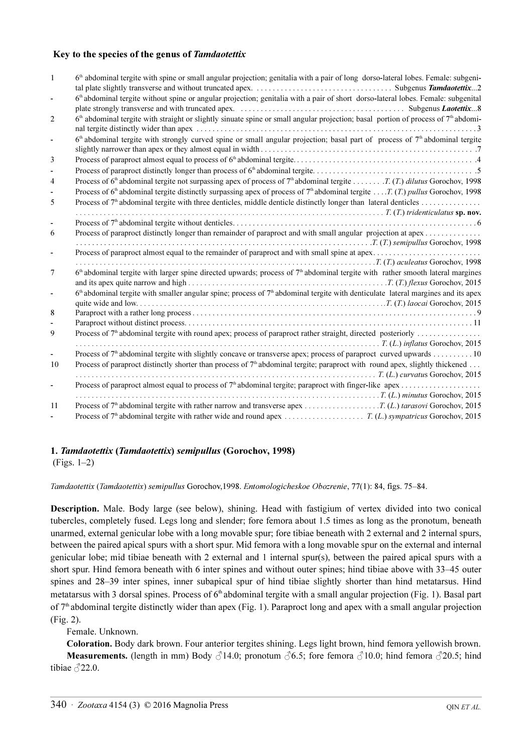### Key to the species of the genus of *Tamdaotettix*

1 6th abdominal tergite with spine or small angular projection; genitalia with a pair of long dorso-lateral lobes. Female: subgenital plate slightly transverse and without truncated apex. . . . . . . . . . . . . . . . . . . . . . . . . . . . . . . . . . Subgenus ***Tamdaotettix***...2

\- 6th abdominal tergite without spine or angular projection; genitalia with a pair of short dorso-lateral lobes. Female: subgenital plate strongly transverse and with truncated apex. . . . . . . . . . . . . . . . . . . . . . . . . . . . . . . . . . . . . . . . . Subgenus ***Laotettix***...8

2 6th abdominal tergite with straight or slightly sinuate spine or small angular projection; basal portion of process of 7th abdominal tergite distinctly wider than apex . . . . . . . . . . . . . . . . . . . . . . . . . . . . . . . . . . . . . . . . . . . . . . . . . . . . . . . . . . . . . . . . . . . . 3

\- 6th abdominal tergite with strongly curved spine or small angular projection; basal part of process of 7th abdominal tergite slightly narrower than apex or they almost equal in width . . . . . . . . . . . . . . . . . . . . . . . . . . . . . . . . . . . . . . . . . . . . . . . . . . . 7

3 Process of paraproct almost equal to process of 6th abdominal tergite. . . . . . . . . . . . . . . . . . . . . . . . . . . . . . . . . . . . . . . . . . . . 4

\- Process of paraproct distinctly longer than process of 6th abdominal tergite. . . . . . . . . . . . . . . . . . . . . . . . . . . . . . . . . . . . . . . . 5

4 Process of 6th abdominal tergite not surpassing apex of process of 7th abdominal tergite . . . . . . . .*T.* (*T.*) *dilutus* Gorochov, 1998

\- Process of 6th abdominal tergite distinctly surpassing apex of process of 7th abdominal tergite . . . .*T.* (*T.*) *pullus* Gorochov, 1998

5 Process of 7th abdominal tergite with three denticles, middle denticle distinctly longer than lateral denticles . . . . . . . . . . . . . . . . . . . . . . . . . . . . . . . . . . . . . . . . . . . . . . . . . . . . . . . . . . . . . . . . . . . . . . . . . . . . . . . . . . . . . . . . . . . . . . . . *T.* (*T.*) *tridenticulatus* **sp. nov.**

\- Process of 7th abdominal tergite without denticles. . . . . . . . . . . . . . . . . . . . . . . . . . . . . . . . . . . . . . . . . . . . . . . . . . . . . . . . . . . 6

6 Process of paraproct distinctly longer than remainder of paraproct and with small angular projection at apex . . . . . . . . . . . . . . . . . . . . . . . . . . . . . . . . . . . . . . . . . . . . . . . . . . . . . . . . . . . . . . . . . . . . . . . . . . . . . . . . . . . . . . . . . . . .*T.* (*T.*) *semipullus* Gorochov, 1998

\- Process of paraproct almost equal to the remainder of paraproct and with small spine at apex. . . . . . . . . . . . . . . . . . . . . . . . . . . . . . . . . . . . . . . . . . . . . . . . . . . . . . . . . . . . . . . . . . . . . . . . . . . . . . . . . . . . . . . . . . . . . . . . . . . . *T.* (*T.*) *aculeatus* Gorochov, 1998

7 6th abdominal tergite with larger spine directed upwards; process of 7th abdominal tergite with rather smooth lateral margines and its apex quite narrow and high . . . . . . . . . . . . . . . . . . . . . . . . . . . . . . . . . . . . . . . . . . . . . . . . .*T.* (*T.*) *flexus* Gorochov, 2015

\- 6th abdominal tergite with smaller angular spine; process of 7th abdominal tergite with denticulate lateral margines and its apex quite wide and low. . . . . . . . . . . . . . . . . . . . . . . . . . . . . . . . . . . . . . . . . . . . . . . . . . . . . . . . . . . . . .*T.* (*T.*) *laocai* Gorochov, 2015

8 Paraproct with a rather long process . . . . . . . . . . . . . . . . . . . . . . . . . . . . . . . . . . . . . . . . . . . . . . . . . . . . . . . . . . . . . . . . . . . . . 9

\- Paraproct without distinct process. . . . . . . . . . . . . . . . . . . . . . . . . . . . . . . . . . . . . . . . . . . . . . . . . . . . . . . . . . . . . . . . . . . . . . . 11

9 Process of 7th abdominal tergite with round apex; process of paraproct rather straight, directed posteriorly . . . . . . . . . . . . . . . . . . . . . . . . . . . . . . . . . . . . . . . . . . . . . . . . . . . . . . . . . . . . . . . . . . . . . . . . . . . . . . . . . . . . . . . . . . . . . . . . . . . . . . . *T.* (*L.*) *inflatus* Gorochov, 2015

\- Process of 7th abdominal tergite with slightly concave or transverse apex; process of paraproct curved upwards . . . . . . . . . . 10

10 Process of paraproct distinctly shorter than process of 7th abdominal tergite; paraproct with round apex, slightly thickened . . . . . . . . . . . . . . . . . . . . . . . . . . . . . . . . . . . . . . . . . . . . . . . . . . . . . . . . . . . . . . . . . . . . . . . . . . . . . . . . . . . . . . . . . . *T.* (*L.*) *curvatus* Gorochov, 2015

\- Process of paraproct almost equal to process of 7th abdominal tergite; paraproct with finger-like apex . . . . . . . . . . . . . . . . . . . . . . . . . . . . . . . . . . . . . . . . . . . . . . . . . . . . . . . . . . . . . . . . . . . . . . . . . . . . . . . . . . . . . . . . . . . . . . . . . . *T.* (*L.*) *minutus* Gorochov, 2015

11 Process of 7th abdominal tergite with rather narrow and transverse apex . . . . . . . . . . . . . . . . . . .*T.* (*L.*) *tarasovi* Gorochov, 2015

\- Process of 7th abdominal tergite with rather wide and round apex . . . . . . . . . . . . . . . . . . . . *T.* (*L.*) *sympatricus* Gorochov, 2015

### 1. *Tamdaotettix* (*Tamdaotettix*) *semipullus* (Gorochov, 1998)

(Figs. 1–2)

*Tamdaotettix* (*Tamdaotettix*) *semipullus* Gorochov,1998. *Entomologicheskoe Obozrenie*, 77(1): 84, figs. 75–84.

**Description.** Male. Body large (see below), shining. Head with fastigium of vertex divided into two conical tubercles, completely fused. Legs long and slender; fore femora about 1.5 times as long as the pronotum, beneath unarmed, external genicular lobe with a long movable spur; fore tibiae beneath with 2 external and 2 internal spurs, between the paired apical spurs with a short spur. Mid femora with a long movable spur on the external and internal genicular lobe; mid tibiae beneath with 2 external and 1 internal spur(s), between the paired apical spurs with a short spur. Hind femora beneath with 6 inter spines and without outer spines; hind tibiae above with 33–45 outer spines and 28–39 inter spines, inner subapical spur of hind tibiae slightly shorter than hind metatarsus. Hind metatarsus with 3 dorsal spines. Process of 6th abdominal tergite with a small angular projection (Fig. 1). Basal part of 7th abdominal tergite distinctly wider than apex (Fig. 1). Paraproct long and apex with a small angular projection (Fig. 2).

Female. Unknown.

**Coloration.** Body dark brown. Four anterior tergites shining. Legs light brown, hind femora yellowish brown.

**Measurements.** (length in mm) Body ♂14.0; pronotum ♂6.5; fore femora ♂10.0; hind femora ♂20.5; hind tibiae ♂22.0.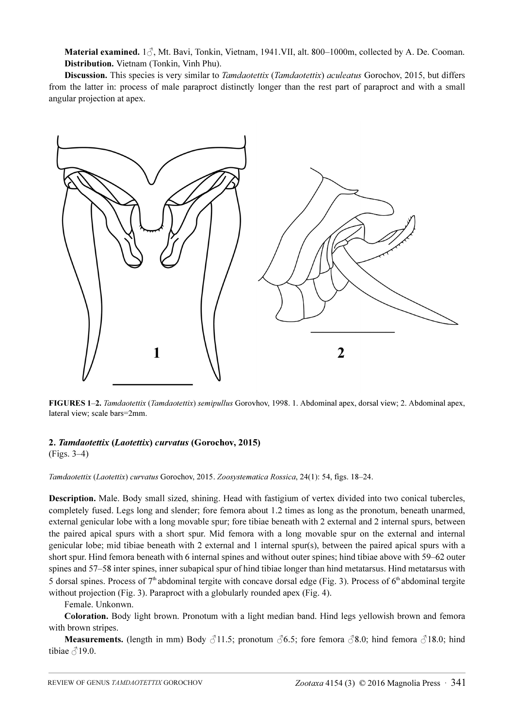**Material examined.** 1♂, Mt. Bavi, Tonkin, Vietnam, 1941.VII, alt. 800–1000m, collected by A. De. Cooman.

**Distribution.** Vietnam (Tonkin, Vinh Phu).

**Discussion.** This species is very similar to *Tamdaotettix* (*Tamdaotettix*) *aculeatus* Gorochov, 2015, but differs from the latter in: process of male paraproct distinctly longer than the rest part of paraproct and with a small angular projection at apex.

**FIGURES 1–2.** *Tamdaotettix* (*Tamdaotettix*) *semipullus* Gorovhov, 1998. 1. Abdominal apex, dorsal view; 2. Abdominal apex, lateral view; scale bars=2mm.

### 2. *Tamdaotettix* (*Laotettix*) *curvatus* (Gorochov, 2015)

(Figs. 3–4)

*Tamdaotettix* (*Laotettix*) *curvatus* Gorochov, 2015. *Zoosystematica Rossica*, 24(1): 54, figs. 18–24.

**Description.** Male. Body small sized, shining. Head with fastigium of vertex divided into two conical tubercles, completely fused. Legs long and slender; fore femora about 1.2 times as long as the pronotum, beneath unarmed, external genicular lobe with a long movable spur; fore tibiae beneath with 2 external and 2 internal spurs, between the paired apical spurs with a short spur. Mid femora with a long movable spur on the external and internal genicular lobe; mid tibiae beneath with 2 external and 1 internal spur(s), between the paired apical spurs with a short spur. Hind femora beneath with 6 internal spines and without outer spines; hind tibiae above with 59–62 outer spines and 57–58 inter spines, inner subapical spur of hind tibiae longer than hind metatarsus. Hind metatarsus with 5 dorsal spines. Process of 7th abdominal tergite with concave dorsal edge (Fig. 3). Process of 6th abdominal tergite without projection (Fig. 3). Paraproct with a globularly rounded apex (Fig. 4).

Female. Unkonwn.

**Coloration.** Body light brown. Pronotum with a light median band. Hind legs yellowish brown and femora with brown stripes.

**Measurements.** (length in mm) Body ♂11.5; pronotum ♂6.5; fore femora ♂8.0; hind femora ♂18.0; hind tibiae ♂19.0.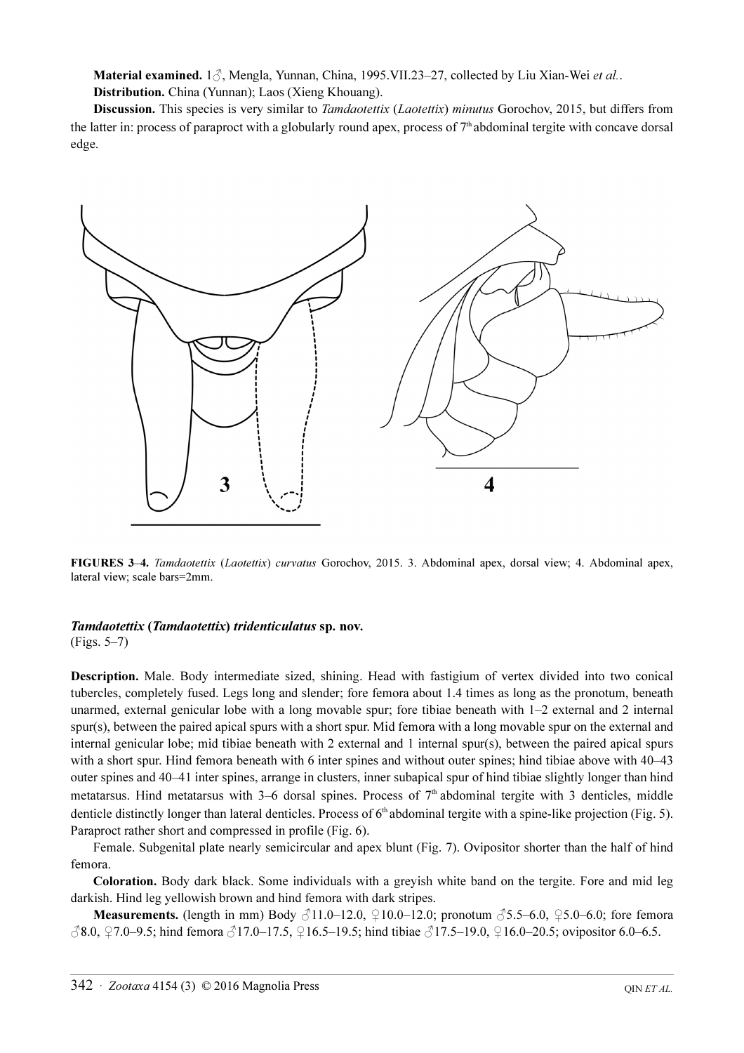**Material examined.** 1♂, Mengla, Yunnan, China, 1995.VII.23–27, collected by Liu Xian-Wei *et al.*.

**Distribution.** China (Yunnan); Laos (Xieng Khouang).

**Discussion.** This species is very similar to *Tamdaotettix* (*Laotettix*) *minutus* Gorochov, 2015, but differs from the latter in: process of paraproct with a globularly round apex, process of 7th abdominal tergite with concave dorsal edge.

**FIGURES 3–4.** *Tamdaotettix* (*Laotettix*) *curvatus* Gorochov, 2015. 3. Abdominal apex, dorsal view; 4. Abdominal apex, lateral view; scale bars=2mm.

### *Tamdaotettix* (*Tamdaotettix*) *tridenticulatus* sp. nov.

(Figs. 5–7)

**Description.** Male. Body intermediate sized, shining. Head with fastigium of vertex divided into two conical tubercles, completely fused. Legs long and slender; fore femora about 1.4 times as long as the pronotum, beneath unarmed, external genicular lobe with a long movable spur; fore tibiae beneath with 1–2 external and 2 internal spur(s), between the paired apical spurs with a short spur. Mid femora with a long movable spur on the external and internal genicular lobe; mid tibiae beneath with 2 external and 1 internal spur(s), between the paired apical spurs with a short spur. Hind femora beneath with 6 inter spines and without outer spines; hind tibiae above with 40–43 outer spines and 40–41 inter spines, arrange in clusters, inner subapical spur of hind tibiae slightly longer than hind metatarsus. Hind metatarsus with 3–6 dorsal spines. Process of 7th abdominal tergite with 3 denticles, middle denticle distinctly longer than lateral denticles. Process of 6th abdominal tergite with a spine-like projection (Fig. 5). Paraproct rather short and compressed in profile (Fig. 6).

Female. Subgenital plate nearly semicircular and apex blunt (Fig. 7). Ovipositor shorter than the half of hind femora.

**Coloration.** Body dark black. Some individuals with a greyish white band on the tergite. Fore and mid leg darkish. Hind leg yellowish brown and hind femora with dark stripes.

**Measurements.** (length in mm) Body ♂11.0–12.0, ♀10.0–12.0; pronotum ♂5.5–6.0, ♀5.0–6.0; fore femora ♂8.0, ♀7.0–9.5; hind femora ♂17.0–17.5, ♀16.5–19.5; hind tibiae ♂17.5–19.0, ♀16.0–20.5; ovipositor 6.0–6.5.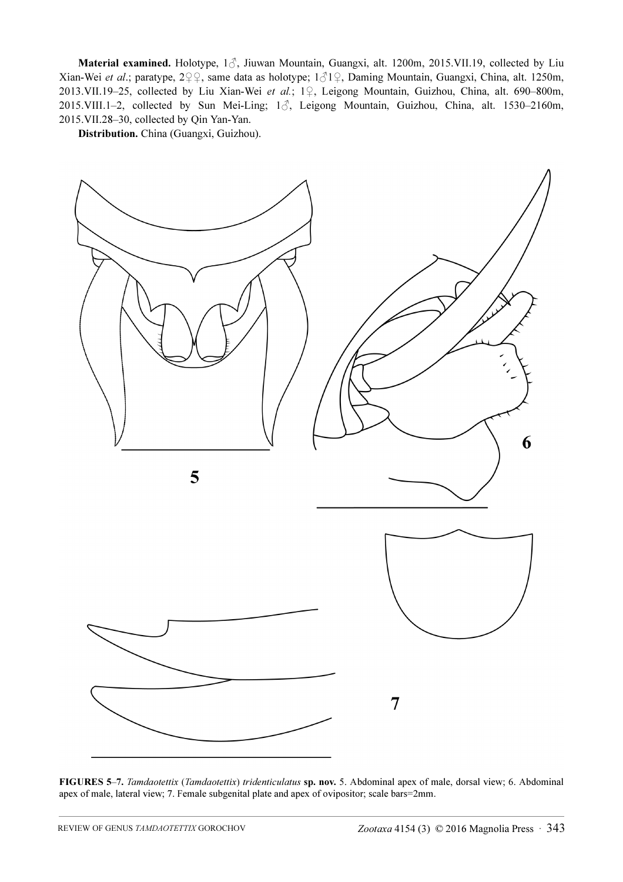**Material examined.** Holotype, 1♂, Jiuwan Mountain, Guangxi, alt. 1200m, 2015.VII.19, collected by Liu Xian-Wei *et al*.; paratype, 2♀♀, same data as holotype; 1♂1♀, Daming Mountain, Guangxi, China, alt. 1250m, 2013.VII.19–25, collected by Liu Xian-Wei *et al.*; 1♀, Leigong Mountain, Guizhou, China, alt. 690–800m, 2015.VIII.1–2, collected by Sun Mei-Ling; 1♂, Leigong Mountain, Guizhou, China, alt. 1530–2160m, 2015.VII.28–30, collected by Qin Yan-Yan.

**Distribution.** China (Guangxi, Guizhou).

**FIGURES 5–7.** *Tamdaotettix* (*Tamdaotettix*) *tridenticulatus* **sp. nov.** 5. Abdominal apex of male, dorsal view; 6. Abdominal apex of male, lateral view; 7. Female subgenital plate and apex of ovipositor; scale bars=2mm.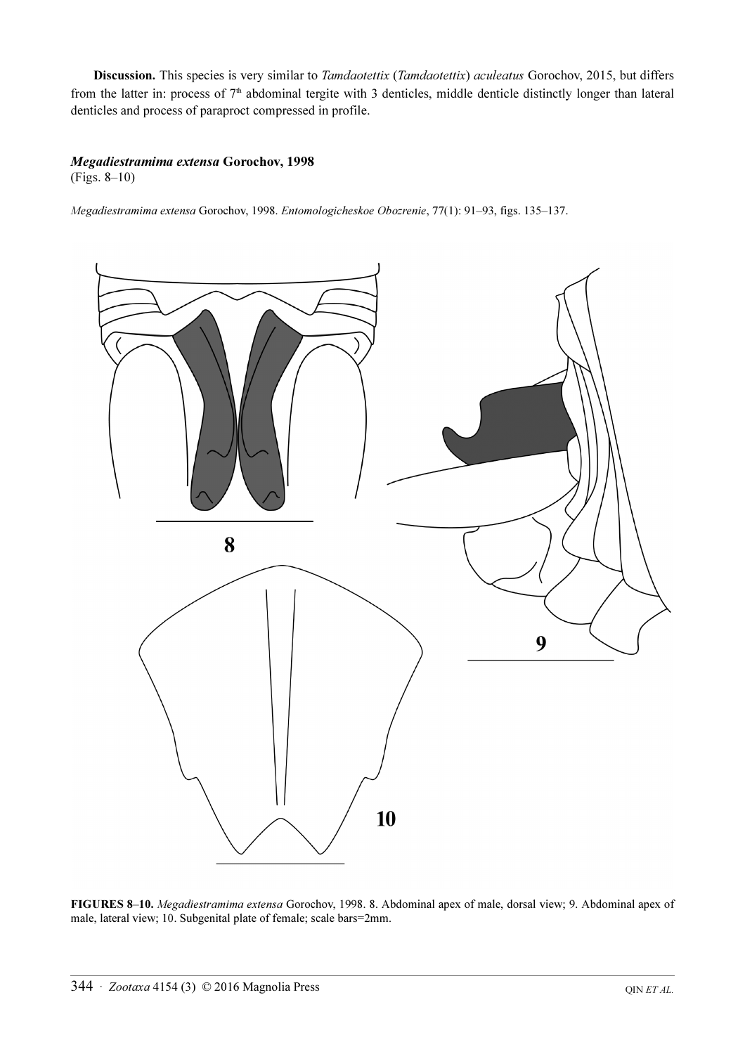**Discussion.** This species is very similar to *Tamdaotettix* (*Tamdaotettix*) *aculeatus* Gorochov, 2015, but differs from the latter in: process of 7th abdominal tergite with 3 denticles, middle denticle distinctly longer than lateral denticles and process of paraproct compressed in profile.

### *Megadiestramima extensa* Gorochov, 1998

(Figs. 8–10)

*Megadiestramima extensa* Gorochov, 1998. *Entomologicheskoe Obozrenie*, 77(1): 91–93, figs. 135–137.

**FIGURES 8–10.** *Megadiestramima extensa* Gorochov, 1998. 8. Abdominal apex of male, dorsal view; 9. Abdominal apex of male, lateral view; 10. Subgenital plate of female; scale bars=2mm.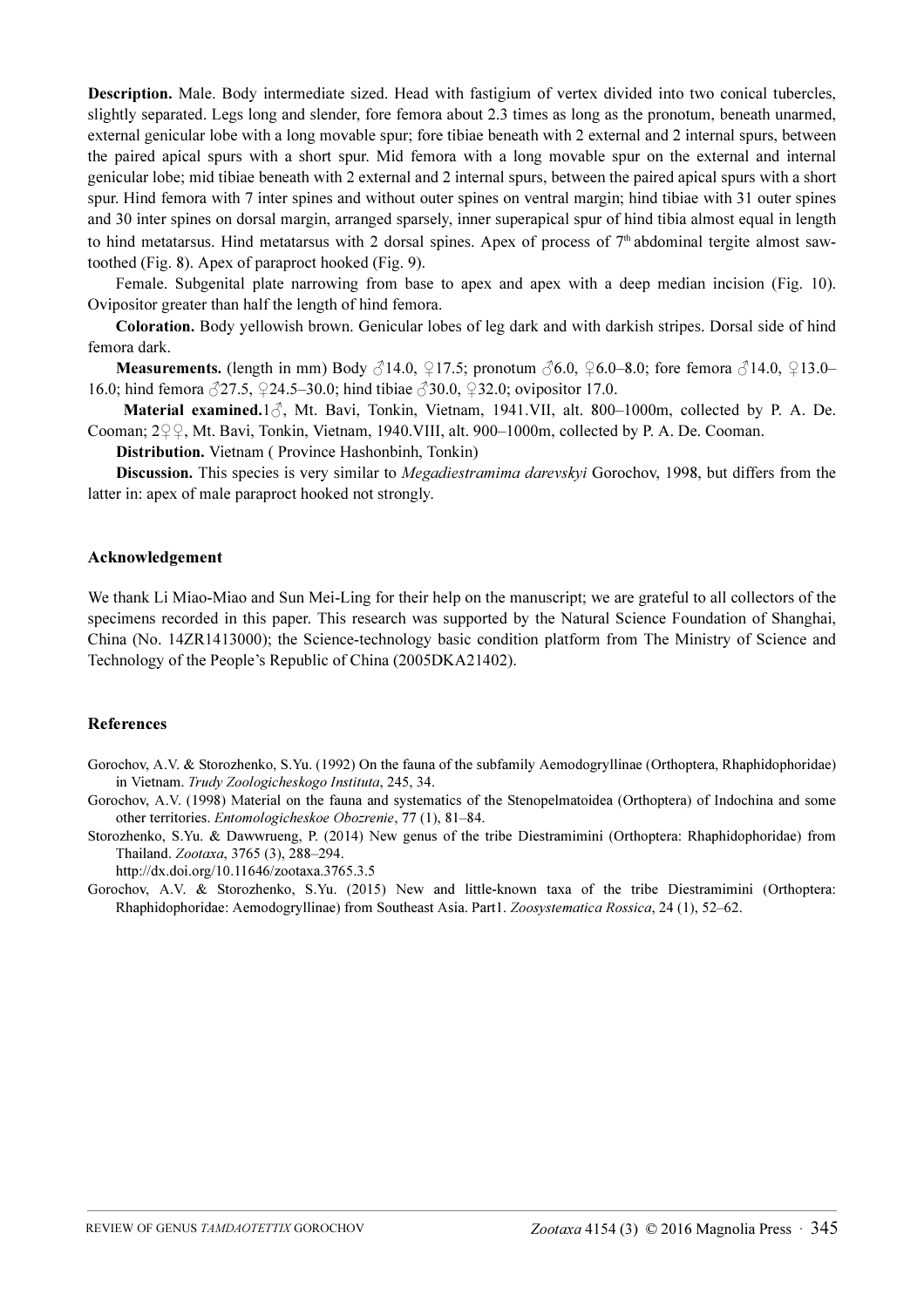**Description.** Male. Body intermediate sized. Head with fastigium of vertex divided into two conical tubercles, slightly separated. Legs long and slender, fore femora about 2.3 times as long as the pronotum, beneath unarmed, external genicular lobe with a long movable spur; fore tibiae beneath with 2 external and 2 internal spurs, between the paired apical spurs with a short spur. Mid femora with a long movable spur on the external and internal genicular lobe; mid tibiae beneath with 2 external and 2 internal spurs, between the paired apical spurs with a short spur. Hind femora with 7 inter spines and without outer spines on ventral margin; hind tibiae with 31 outer spines and 30 inter spines on dorsal margin, arranged sparsely, inner superapical spur of hind tibia almost equal in length to hind metatarsus. Hind metatarsus with 2 dorsal spines. Apex of process of 7[th] abdominal tergite almost saw-toothed (Fig. 8). Apex of paraproct hooked (Fig. 9).

Female. Subgenital plate narrowing from base to apex and apex with a deep median incision (Fig. 10). Ovipositor greater than half the length of hind femora.

**Coloration.** Body yellowish brown. Genicular lobes of leg dark and with darkish stripes. Dorsal side of hind femora dark.

**Measurements.** (length in mm) Body ♂14.0, ♀17.5; pronotum ♂6.0, ♀6.0–8.0; fore femora ♂14.0, ♀13.0–16.0; hind femora ♂27.5, ♀24.5–30.0; hind tibiae ♂30.0, ♀32.0; ovipositor 17.0.

**Material examined.** 1♂, Mt. Bavi, Tonkin, Vietnam, 1941.VII, alt. 800–1000m, collected by P. A. De. Cooman; 2♀♀, Mt. Bavi, Tonkin, Vietnam, 1940.VIII, alt. 900–1000m, collected by P. A. De. Cooman.

**Distribution.** Vietnam ( Province Hashonbinh, Tonkin)

**Discussion.** This species is very similar to *Megadiestramima darevskyi* Gorochov, 1998, but differs from the latter in: apex of male paraproct hooked not strongly.

## Acknowledgement

We thank Li Miao-Miao and Sun Mei-Ling for their help on the manuscript; we are grateful to all collectors of the specimens recorded in this paper. This research was supported by the Natural Science Foundation of Shanghai, China (No. 14ZR1413000); the Science-technology basic condition platform from The Ministry of Science and Technology of the People's Republic of China (2005DKA21402).

## References

Gorochov, A.V. & Storozhenko, S.Yu. (1992) On the fauna of the subfamily Aemodogryllinae (Orthoptera, Rhaphidophoridae) in Vietnam. *Trudy Zoologicheskogo Instituta*, 245, 34.

Gorochov, A.V. (1998) Material on the fauna and systematics of the Stenopelmatoidea (Orthoptera) of Indochina and some other territories. *Entomologicheskoe Obozrenie*, 77 (1), 81–84.

Storozhenko, S.Yu. & Dawwrueng, P. (2014) New genus of the tribe Diestramimini (Orthoptera: Rhaphidophoridae) from Thailand. *Zootaxa*, 3765 (3), 288–294.
http://dx.doi.org/10.11646/zootaxa.3765.3.5

Gorochov, A.V. & Storozhenko, S.Yu. (2015) New and little-known taxa of the tribe Diestramimini (Orthoptera: Rhaphidophoridae: Aemodogryllinae) from Southeast Asia. Part1. *Zoosystematica Rossica*, 24 (1), 52–62.